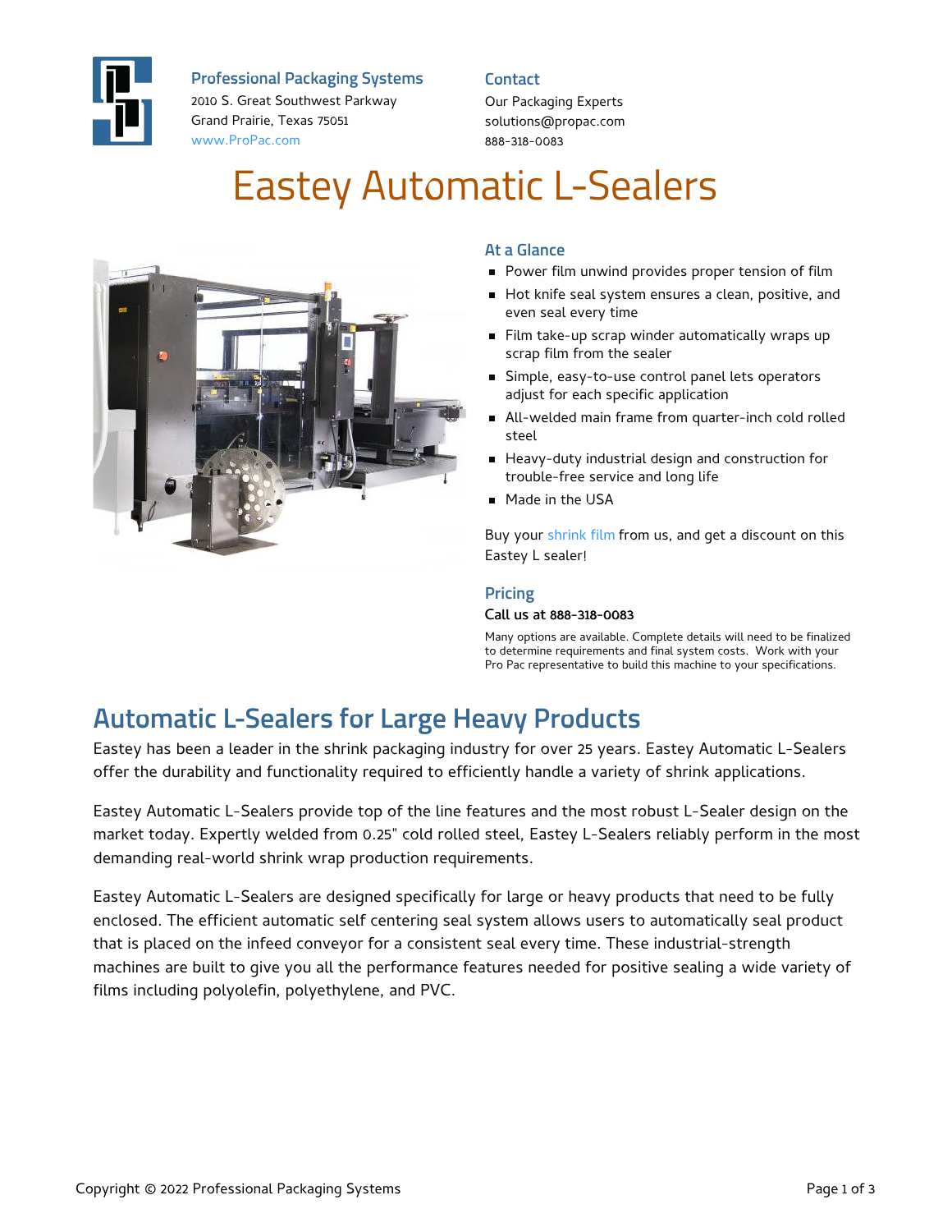**Professional Packaging Systems**
2010 S. Great Southwest Parkway
Grand Prairie, Texas 75051
www.ProPac.com

**Contact**
Our Packaging Experts
solutions@propac.com
888-318-0083

# Eastey Automatic L-Sealers

### At a Glance

- Power film unwind provides proper tension of film
- Hot knife seal system ensures a clean, positive, and even seal every time
- Film take-up scrap winder automatically wraps up scrap film from the sealer
- Simple, easy-to-use control panel lets operators adjust for each specific application
- All-welded main frame from quarter-inch cold rolled steel
- Heavy-duty industrial design and construction for trouble-free service and long life
- Made in the USA

Buy your shrink film from us, and get a discount on this Eastey L sealer!

### Pricing

Call us at 888-318-0083

Many options are available. Complete details will need to be finalized to determine requirements and final system costs. Work with your Pro Pac representative to build this machine to your specifications.

## Automatic L-Sealers for Large Heavy Products

Eastey has been a leader in the shrink packaging industry for over 25 years. Eastey Automatic L-Sealers offer the durability and functionality required to efficiently handle a variety of shrink applications.

Eastey Automatic L-Sealers provide top of the line features and the most robust L-Sealer design on the market today. Expertly welded from 0.25" cold rolled steel, Eastey L-Sealers reliably perform in the most demanding real-world shrink wrap production requirements.

Eastey Automatic L-Sealers are designed specifically for large or heavy products that need to be fully enclosed. The efficient automatic self centering seal system allows users to automatically seal product that is placed on the infeed conveyor for a consistent seal every time. These industrial-strength machines are built to give you all the performance features needed for positive sealing a wide variety of films including polyolefin, polyethylene, and PVC.

Copyright © 2022 Professional Packaging Systems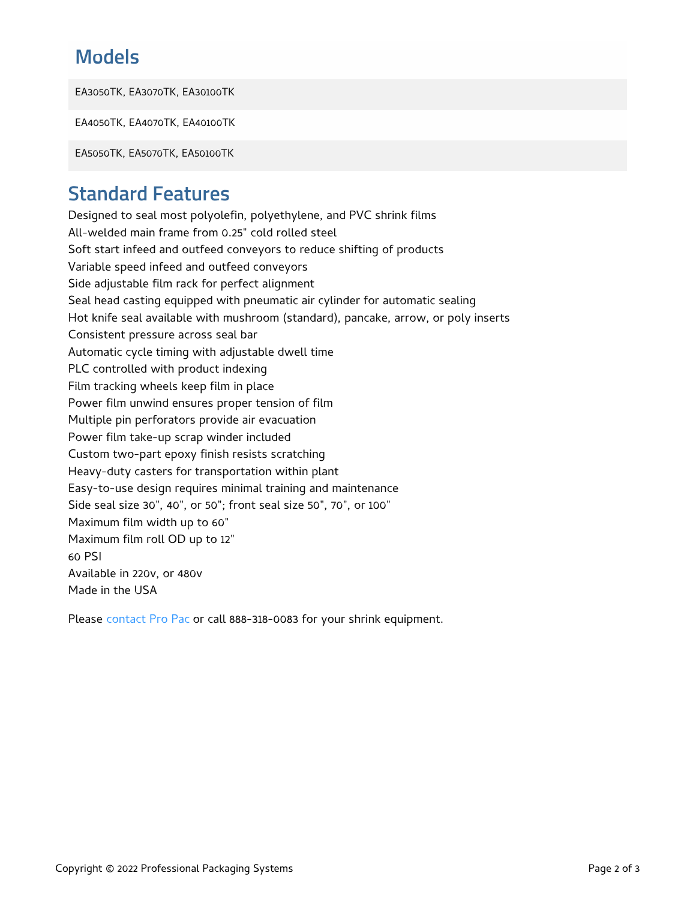## Models

| |
|---|
| EA3050TK, EA3070TK, EA30100TK |
| EA4050TK, EA4070TK, EA40100TK |
| EA5050TK, EA5070TK, EA50100TK |

## Standard Features

Designed to seal most polyolefin, polyethylene, and PVC shrink films
All-welded main frame from 0.25" cold rolled steel
Soft start infeed and outfeed conveyors to reduce shifting of products
Variable speed infeed and outfeed conveyors
Side adjustable film rack for perfect alignment
Seal head casting equipped with pneumatic air cylinder for automatic sealing
Hot knife seal available with mushroom (standard), pancake, arrow, or poly inserts
Consistent pressure across seal bar
Automatic cycle timing with adjustable dwell time
PLC controlled with product indexing
Film tracking wheels keep film in place
Power film unwind ensures proper tension of film
Multiple pin perforators provide air evacuation
Power film take-up scrap winder included
Custom two-part epoxy finish resists scratching
Heavy-duty casters for transportation within plant
Easy-to-use design requires minimal training and maintenance
Side seal size 30", 40", or 50"; front seal size 50", 70", or 100"
Maximum film width up to 60"
Maximum film roll OD up to 12"
60 PSI
Available in 220v, or 480v
Made in the USA

Please contact Pro Pac or call 888-318-0083 for your shrink equipment.

Copyright © 2022 Professional Packaging Systems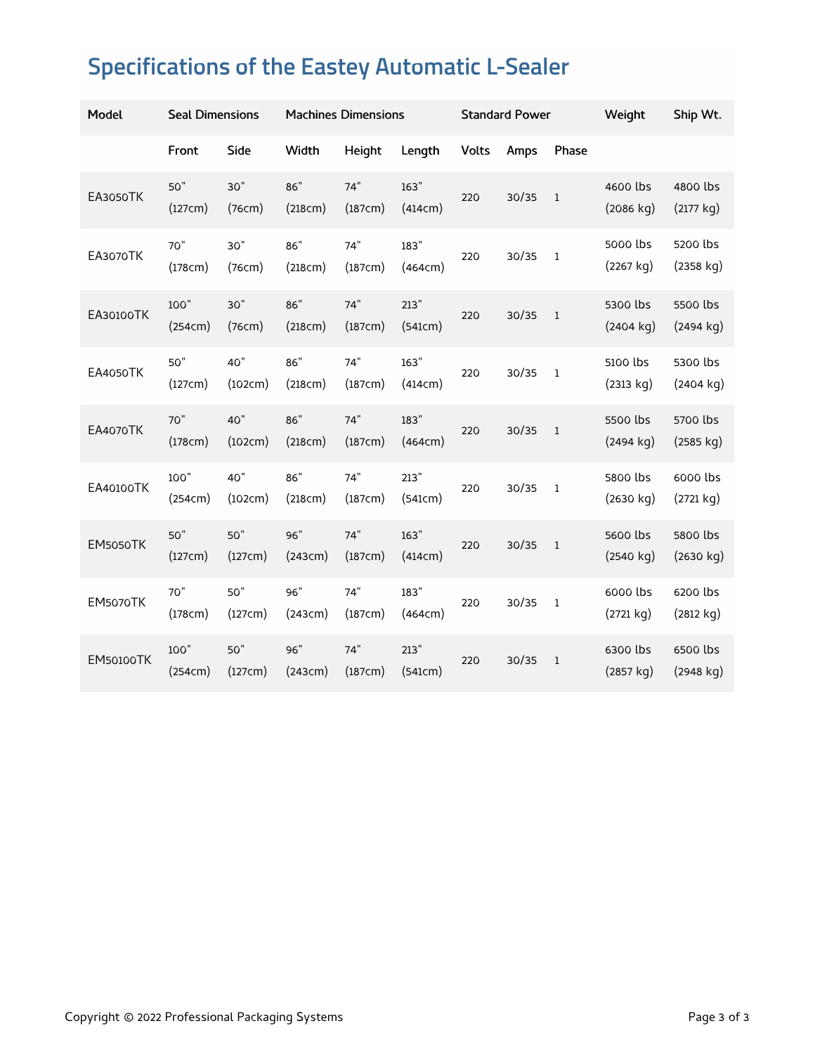# Specifications of the Eastey Automatic L-Sealer

| Model | Seal Dimensions | | Machines Dimensions | | | Standard Power | | | Weight | Ship Wt. |
|---|---|---|---|---|---|---|---|---|---|---|
| | Front | Side | Width | Height | Length | Volts | Amps | Phase | | |
| EA3050TK | 50" (127cm) | 30" (76cm) | 86" (218cm) | 74" (187cm) | 163" (414cm) | 220 | 30/35 | 1 | 4600 lbs (2086 kg) | 4800 lbs (2177 kg) |
| EA3070TK | 70" (178cm) | 30" (76cm) | 86" (218cm) | 74" (187cm) | 183" (464cm) | 220 | 30/35 | 1 | 5000 lbs (2267 kg) | 5200 lbs (2358 kg) |
| EA30100TK | 100" (254cm) | 30" (76cm) | 86" (218cm) | 74" (187cm) | 213" (541cm) | 220 | 30/35 | 1 | 5300 lbs (2404 kg) | 5500 lbs (2494 kg) |
| EA4050TK | 50" (127cm) | 40" (102cm) | 86" (218cm) | 74" (187cm) | 163" (414cm) | 220 | 30/35 | 1 | 5100 lbs (2313 kg) | 5300 lbs (2404 kg) |
| EA4070TK | 70" (178cm) | 40" (102cm) | 86" (218cm) | 74" (187cm) | 183" (464cm) | 220 | 30/35 | 1 | 5500 lbs (2494 kg) | 5700 lbs (2585 kg) |
| EA40100TK | 100" (254cm) | 40" (102cm) | 86" (218cm) | 74" (187cm) | 213" (541cm) | 220 | 30/35 | 1 | 5800 lbs (2630 kg) | 6000 lbs (2721 kg) |
| EM5050TK | 50" (127cm) | 50" (127cm) | 96" (243cm) | 74" (187cm) | 163" (414cm) | 220 | 30/35 | 1 | 5600 lbs (2540 kg) | 5800 lbs (2630 kg) |
| EM5070TK | 70" (178cm) | 50" (127cm) | 96" (243cm) | 74" (187cm) | 183" (464cm) | 220 | 30/35 | 1 | 6000 lbs (2721 kg) | 6200 lbs (2812 kg) |
| EM50100TK | 100" (254cm) | 50" (127cm) | 96" (243cm) | 74" (187cm) | 213" (541cm) | 220 | 30/35 | 1 | 6300 lbs (2857 kg) | 6500 lbs (2948 kg) |

Copyright © 2022 Professional Packaging Systems